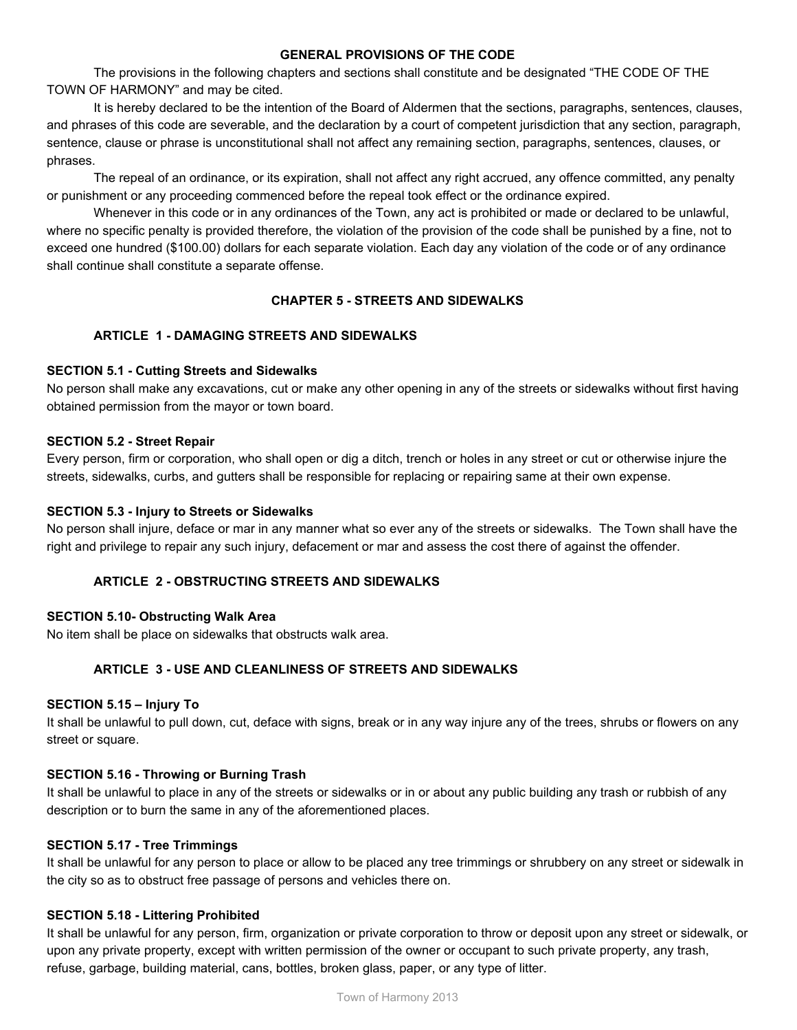## GENERAL PROVISIONS OF THE CODE

The provisions in the following chapters and sections shall constitute and be designated "THE CODE OF THE TOWN OF HARMONY" and may be cited.

It is hereby declared to be the intention of the Board of Aldermen that the sections, paragraphs, sentences, clauses, and phrases of this code are severable, and the declaration by a court of competent jurisdiction that any section, paragraph, sentence, clause or phrase is unconstitutional shall not affect any remaining section, paragraphs, sentences, clauses, or phrases.

The repeal of an ordinance, or its expiration, shall not affect any right accrued, any offence committed, any penalty or punishment or any proceeding commenced before the repeal took effect or the ordinance expired.

Whenever in this code or in any ordinances of the Town, any act is prohibited or made or declared to be unlawful, where no specific penalty is provided therefore, the violation of the provision of the code shall be punished by a fine, not to exceed one hundred ($100.00) dollars for each separate violation. Each day any violation of the code or of any ordinance shall continue shall constitute a separate offense.

## CHAPTER 5 - STREETS AND SIDEWALKS

### ARTICLE 1 - DAMAGING STREETS AND SIDEWALKS

**SECTION 5.1 - Cutting Streets and Sidewalks**

No person shall make any excavations, cut or make any other opening in any of the streets or sidewalks without first having obtained permission from the mayor or town board.

**SECTION 5.2 - Street Repair**

Every person, firm or corporation, who shall open or dig a ditch, trench or holes in any street or cut or otherwise injure the streets, sidewalks, curbs, and gutters shall be responsible for replacing or repairing same at their own expense.

**SECTION 5.3 - Injury to Streets or Sidewalks**

No person shall injure, deface or mar in any manner what so ever any of the streets or sidewalks. The Town shall have the right and privilege to repair any such injury, defacement or mar and assess the cost there of against the offender.

### ARTICLE 2 - OBSTRUCTING STREETS AND SIDEWALKS

**SECTION 5.10- Obstructing Walk Area**

No item shall be place on sidewalks that obstructs walk area.

### ARTICLE 3 - USE AND CLEANLINESS OF STREETS AND SIDEWALKS

**SECTION 5.15 – Injury To**

It shall be unlawful to pull down, cut, deface with signs, break or in any way injure any of the trees, shrubs or flowers on any street or square.

**SECTION 5.16 - Throwing or Burning Trash**

It shall be unlawful to place in any of the streets or sidewalks or in or about any public building any trash or rubbish of any description or to burn the same in any of the aforementioned places.

**SECTION 5.17 - Tree Trimmings**

It shall be unlawful for any person to place or allow to be placed any tree trimmings or shrubbery on any street or sidewalk in the city so as to obstruct free passage of persons and vehicles there on.

**SECTION 5.18 - Littering Prohibited**

It shall be unlawful for any person, firm, organization or private corporation to throw or deposit upon any street or sidewalk, or upon any private property, except with written permission of the owner or occupant to such private property, any trash, refuse, garbage, building material, cans, bottles, broken glass, paper, or any type of litter.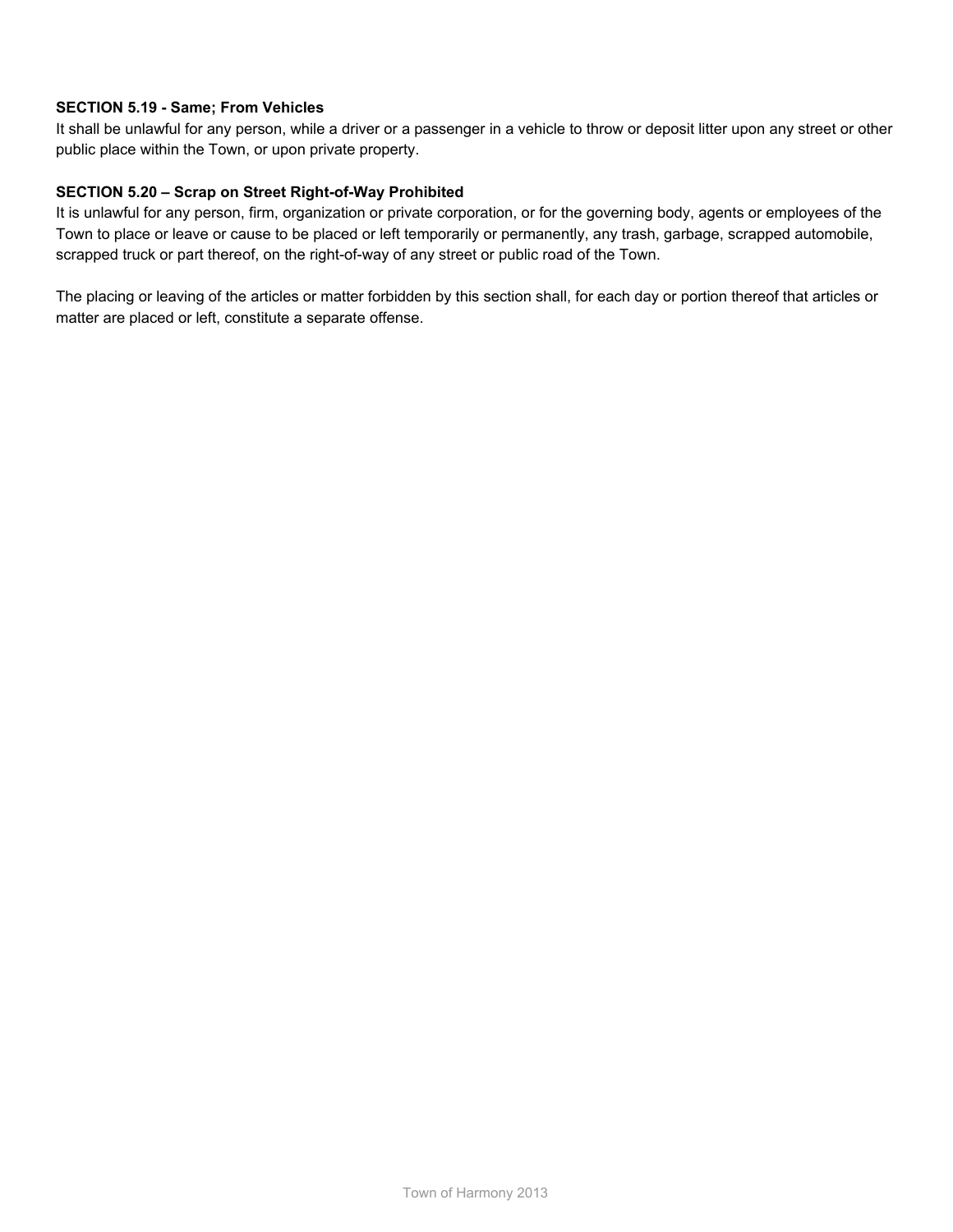**SECTION 5.19 - Same; From Vehicles**

It shall be unlawful for any person, while a driver or a passenger in a vehicle to throw or deposit litter upon any street or other public place within the Town, or upon private property.

**SECTION 5.20 – Scrap on Street Right-of-Way Prohibited**

It is unlawful for any person, firm, organization or private corporation, or for the governing body, agents or employees of the Town to place or leave or cause to be placed or left temporarily or permanently, any trash, garbage, scrapped automobile, scrapped truck or part thereof, on the right-of-way of any street or public road of the Town.

The placing or leaving of the articles or matter forbidden by this section shall, for each day or portion thereof that articles or matter are placed or left, constitute a separate offense.